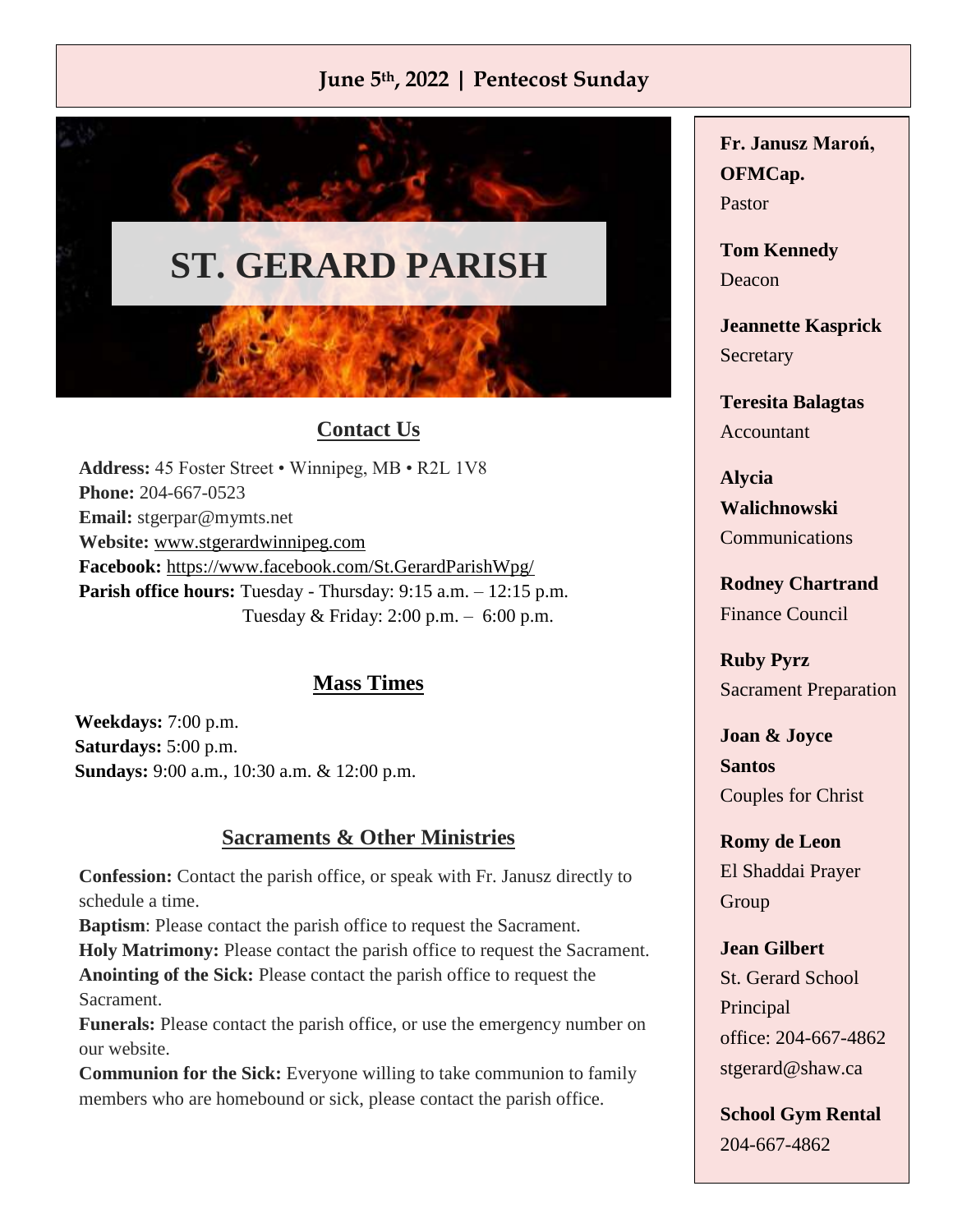**June 5th, 2022 | Pentecost Sunday**

# ST. GERARD PARISH

## Contact Us

**Address:** 45 Foster Street • Winnipeg, MB • R2L 1V8
**Phone:** 204-667-0523
**Email:** stgerpar@mymts.net
**Website:** www.stgerardwinnipeg.com
**Facebook:** https://www.facebook.com/St.GerardParishWpg/
**Parish office hours:** Tuesday - Thursday: 9:15 a.m. – 12:15 p.m.
Tuesday & Friday: 2:00 p.m. – 6:00 p.m.

## Mass Times

**Weekdays:** 7:00 p.m.
**Saturdays:** 5:00 p.m.
**Sundays:** 9:00 a.m., 10:30 a.m. & 12:00 p.m.

## Sacraments & Other Ministries

**Confession:** Contact the parish office, or speak with Fr. Janusz directly to schedule a time.
**Baptism**: Please contact the parish office to request the Sacrament.
**Holy Matrimony:** Please contact the parish office to request the Sacrament.
**Anointing of the Sick:** Please contact the parish office to request the Sacrament.
**Funerals:** Please contact the parish office, or use the emergency number on our website.
**Communion for the Sick:** Everyone willing to take communion to family members who are homebound or sick, please contact the parish office.

**Fr. Janusz Maroń, OFMCap.**
Pastor

**Tom Kennedy**
Deacon

**Jeannette Kasprick**
Secretary

**Teresita Balagtas**
Accountant

**Alycia Walichnowski**
Communications

**Rodney Chartrand**
Finance Council

**Ruby Pyrz**
Sacrament Preparation

**Joan & Joyce Santos**
Couples for Christ

**Romy de Leon**
El Shaddai Prayer Group

**Jean Gilbert**
St. Gerard School Principal
office: 204-667-4862
stgerard@shaw.ca

**School Gym Rental**
204-667-4862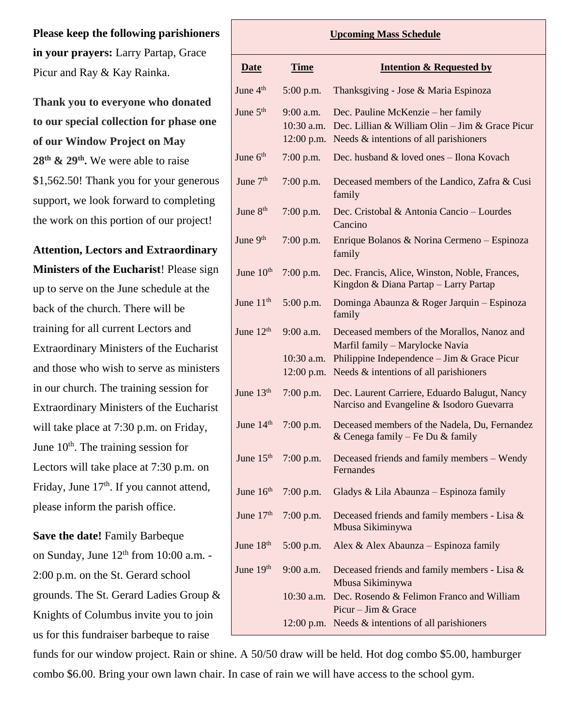**Please keep the following parishioners in your prayers:** Larry Partap, Grace Picur and Ray & Kay Rainka.

**Thank you to everyone who donated to our special collection for phase one of our Window Project on May 28th & 29th.** We were able to raise $1,562.50! Thank you for your generous support, we look forward to completing the work on this portion of our project!

**Attention, Lectors and Extraordinary Ministers of the Eucharist**! Please sign up to serve on the June schedule at the back of the church. There will be training for all current Lectors and Extraordinary Ministers of the Eucharist and those who wish to serve as ministers in our church. The training session for Extraordinary Ministers of the Eucharist will take place at 7:30 p.m. on Friday, June 10th. The training session for Lectors will take place at 7:30 p.m. on Friday, June 17th. If you cannot attend, please inform the parish office.

**Save the date!** Family Barbeque on Sunday, June 12th from 10:00 a.m. - 2:00 p.m. on the St. Gerard school grounds. The St. Gerard Ladies Group & Knights of Columbus invite you to join us for this fundraiser barbeque to raise funds for our window project. Rain or shine. A 50/50 draw will be held. Hot dog combo $5.00, hamburger combo $6.00. Bring your own lawn chair. In case of rain we will have access to the school gym.

**Upcoming Mass Schedule**

| Date | Time | Intention & Requested by |
|---|---|---|
| June 4th | 5:00 p.m. | Thanksgiving - Jose & Maria Espinoza |
| June 5th | 9:00 a.m. | Dec. Pauline McKenzie – her family |
| | 10:30 a.m. | Dec. Lillian & William Olin – Jim & Grace Picur |
| | 12:00 p.m. | Needs & intentions of all parishioners |
| June 6th | 7:00 p.m. | Dec. husband & loved ones – Ilona Kovach |
| June 7th | 7:00 p.m. | Deceased members of the Landico, Zafra & Cusi family |
| June 8th | 7:00 p.m. | Dec. Cristobal & Antonia Cancio – Lourdes Cancino |
| June 9th | 7:00 p.m. | Enrique Bolanos & Norina Cermeno – Espinoza family |
| June 10th | 7:00 p.m. | Dec. Francis, Alice, Winston, Noble, Frances, Kingdon & Diana Partap – Larry Partap |
| June 11th | 5:00 p.m. | Dominga Abaunza & Roger Jarquin – Espinoza family |
| June 12th | 9:00 a.m. | Deceased members of the Morallos, Nanoz and Marfil family – Marylocke Navia |
| | 10:30 a.m. | Philippine Independence – Jim & Grace Picur |
| | 12:00 p.m. | Needs & intentions of all parishioners |
| June 13th | 7:00 p.m. | Dec. Laurent Carriere, Eduardo Balugut, Nancy Narciso and Evangeline & Isodoro Guevarra |
| June 14th | 7:00 p.m. | Deceased members of the Nadela, Du, Fernandez & Cenega family – Fe Du & family |
| June 15th | 7:00 p.m. | Deceased friends and family members – Wendy Fernandes |
| June 16th | 7:00 p.m. | Gladys & Lila Abaunza – Espinoza family |
| June 17th | 7:00 p.m. | Deceased friends and family members - Lisa & Mbusa Sikiminywa |
| June 18th | 5:00 p.m. | Alex & Alex Abaunza – Espinoza family |
| June 19th | 9:00 a.m. | Deceased friends and family members - Lisa & Mbusa Sikiminywa |
| | 10:30 a.m. | Dec. Rosendo & Felimon Franco and William Picur – Jim & Grace |
| | 12:00 p.m. | Needs & intentions of all parishioners |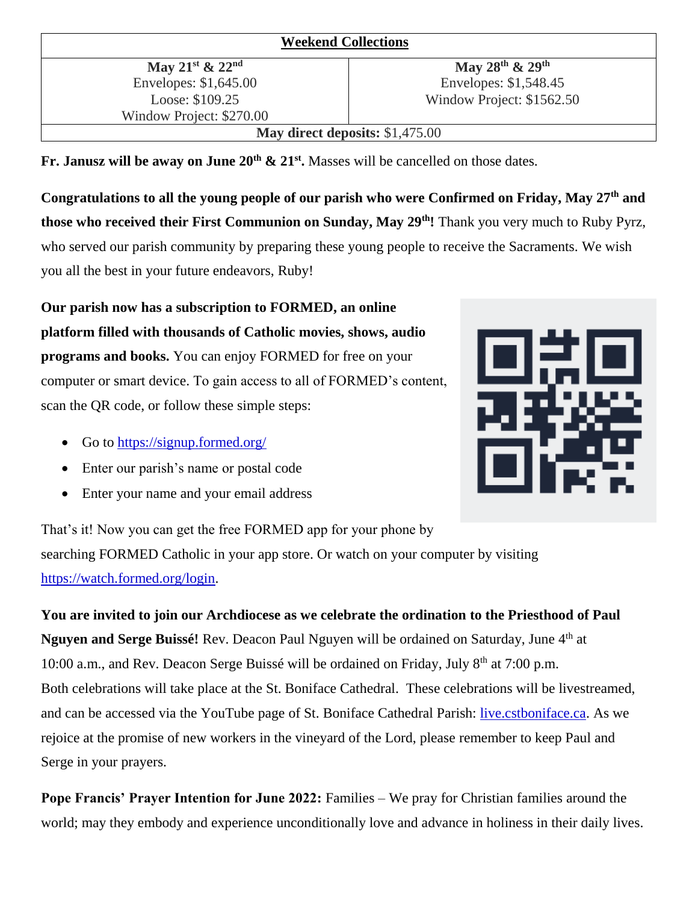| Weekend Collections | |
|---|---|
| **May 21st & 22nd**<br>Envelopes: $1,645.00<br>Loose: $109.25<br>Window Project: $270.00 | **May 28th & 29th**<br>Envelopes: $1,548.45<br>Window Project: $1562.50 |
| **May direct deposits:** $1,475.00 | |

**Fr. Janusz will be away on June 20th & 21st.** Masses will be cancelled on those dates.

**Congratulations to all the young people of our parish who were Confirmed on Friday, May 27th and those who received their First Communion on Sunday, May 29th!** Thank you very much to Ruby Pyrz, who served our parish community by preparing these young people to receive the Sacraments. We wish you all the best in your future endeavors, Ruby!

**Our parish now has a subscription to FORMED, an online platform filled with thousands of Catholic movies, shows, audio programs and books.** You can enjoy FORMED for free on your computer or smart device. To gain access to all of FORMED's content, scan the QR code, or follow these simple steps:

- Go to https://signup.formed.org/
- Enter our parish's name or postal code
- Enter your name and your email address

That's it! Now you can get the free FORMED app for your phone by searching FORMED Catholic in your app store. Or watch on your computer by visiting https://watch.formed.org/login.

**You are invited to join our Archdiocese as we celebrate the ordination to the Priesthood of Paul Nguyen and Serge Buissé!** Rev. Deacon Paul Nguyen will be ordained on Saturday, June 4th at 10:00 a.m., and Rev. Deacon Serge Buissé will be ordained on Friday, July 8th at 7:00 p.m. Both celebrations will take place at the St. Boniface Cathedral. These celebrations will be livestreamed, and can be accessed via the YouTube page of St. Boniface Cathedral Parish: live.cstboniface.ca. As we rejoice at the promise of new workers in the vineyard of the Lord, please remember to keep Paul and Serge in your prayers.

**Pope Francis' Prayer Intention for June 2022:** Families – We pray for Christian families around the world; may they embody and experience unconditionally love and advance in holiness in their daily lives.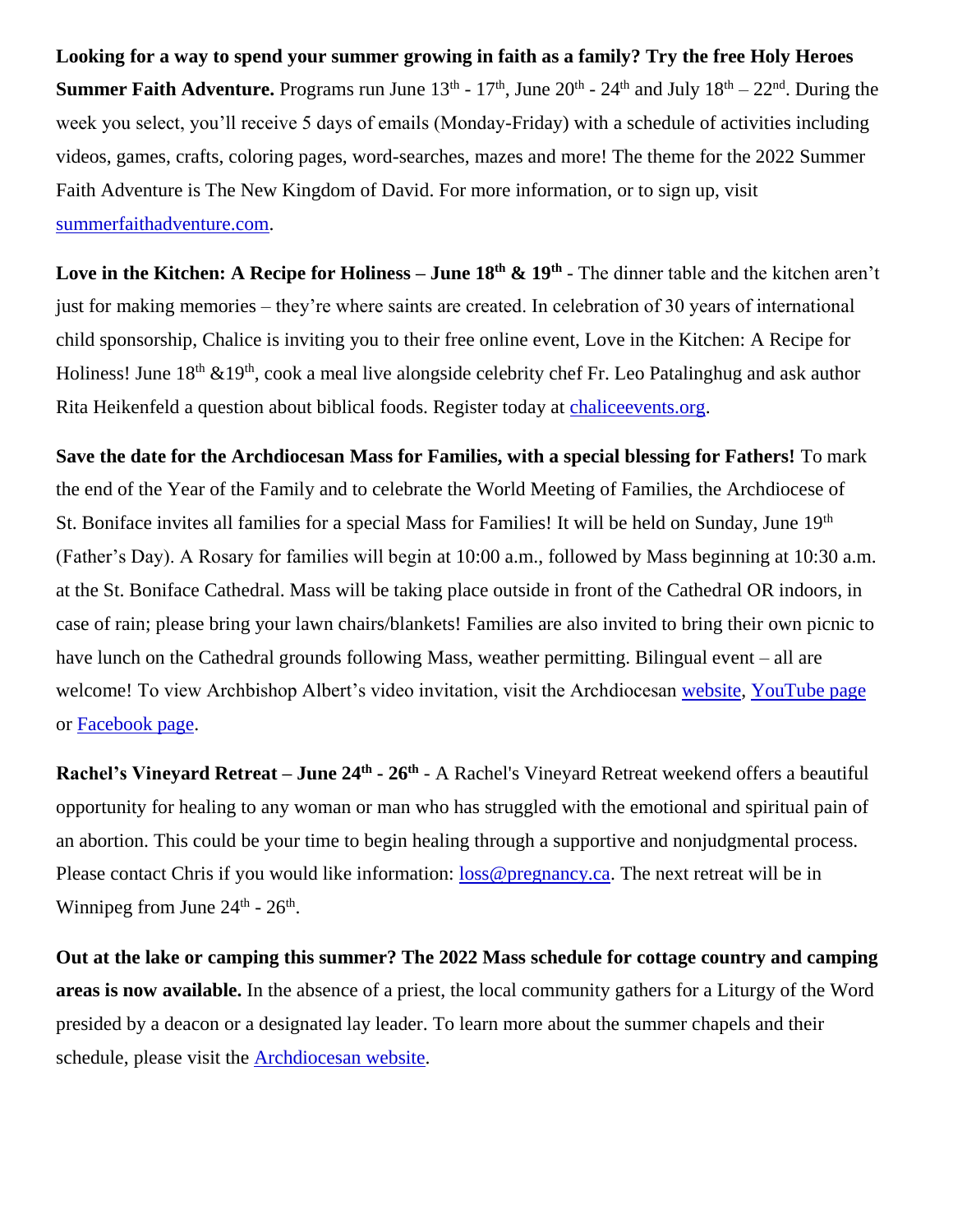**Looking for a way to spend your summer growing in faith as a family? Try the free Holy Heroes Summer Faith Adventure.** Programs run June 13th - 17th, June 20th - 24th and July 18th – 22nd. During the week you select, you'll receive 5 days of emails (Monday-Friday) with a schedule of activities including videos, games, crafts, coloring pages, word-searches, mazes and more! The theme for the 2022 Summer Faith Adventure is The New Kingdom of David. For more information, or to sign up, visit summerfaithadventure.com.

**Love in the Kitchen: A Recipe for Holiness – June 18th & 19th** - The dinner table and the kitchen aren't just for making memories – they're where saints are created. In celebration of 30 years of international child sponsorship, Chalice is inviting you to their free online event, Love in the Kitchen: A Recipe for Holiness! June 18th &19th, cook a meal live alongside celebrity chef Fr. Leo Patalinghug and ask author Rita Heikenfeld a question about biblical foods. Register today at chaliceevents.org.

**Save the date for the Archdiocesan Mass for Families, with a special blessing for Fathers!** To mark the end of the Year of the Family and to celebrate the World Meeting of Families, the Archdiocese of St. Boniface invites all families for a special Mass for Families! It will be held on Sunday, June 19th (Father's Day). A Rosary for families will begin at 10:00 a.m., followed by Mass beginning at 10:30 a.m. at the St. Boniface Cathedral. Mass will be taking place outside in front of the Cathedral OR indoors, in case of rain; please bring your lawn chairs/blankets! Families are also invited to bring their own picnic to have lunch on the Cathedral grounds following Mass, weather permitting. Bilingual event – all are welcome! To view Archbishop Albert's video invitation, visit the Archdiocesan website, YouTube page or Facebook page.

**Rachel's Vineyard Retreat – June 24th - 26th** - A Rachel's Vineyard Retreat weekend offers a beautiful opportunity for healing to any woman or man who has struggled with the emotional and spiritual pain of an abortion. This could be your time to begin healing through a supportive and nonjudgmental process. Please contact Chris if you would like information: loss@pregnancy.ca. The next retreat will be in Winnipeg from June 24th - 26th.

**Out at the lake or camping this summer? The 2022 Mass schedule for cottage country and camping areas is now available.** In the absence of a priest, the local community gathers for a Liturgy of the Word presided by a deacon or a designated lay leader. To learn more about the summer chapels and their schedule, please visit the Archdiocesan website.